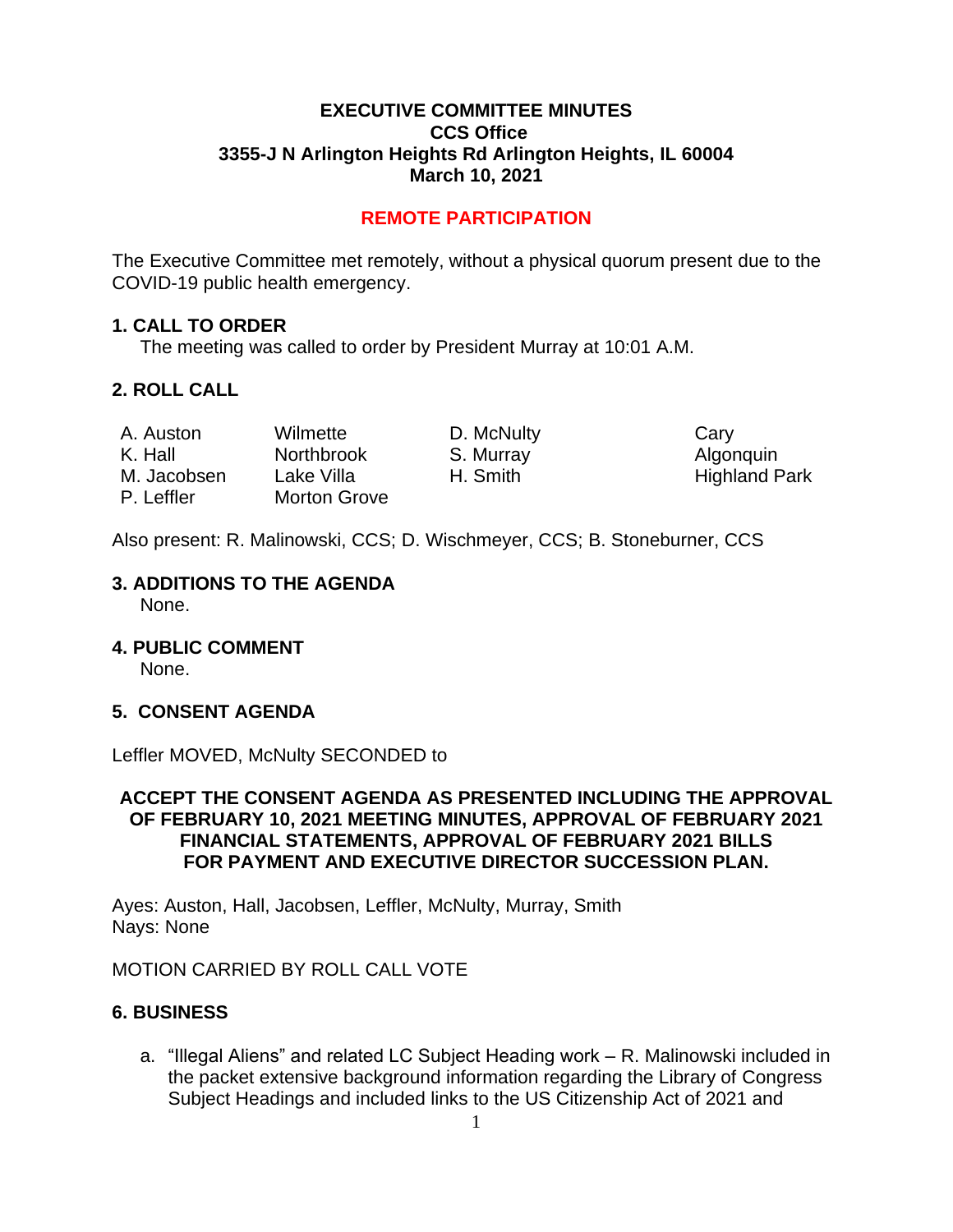**EXECUTIVE COMMITTEE MINUTES**
**CCS Office**
**3355-J N Arlington Heights Rd Arlington Heights, IL 60004**
**March 10, 2021**

**REMOTE PARTICIPATION**

The Executive Committee met remotely, without a physical quorum present due to the COVID-19 public health emergency.

## 1. CALL TO ORDER

The meeting was called to order by President Murray at 10:01 A.M.

## 2. ROLL CALL

| | | | |
|---|---|---|---|
| A. Auston | Wilmette | D. McNulty | Cary |
| K. Hall | Northbrook | S. Murray | Algonquin |
| M. Jacobsen | Lake Villa | H. Smith | Highland Park |
| P. Leffler | Morton Grove | | |

Also present: R. Malinowski, CCS; D. Wischmeyer, CCS; B. Stoneburner, CCS

## 3. ADDITIONS TO THE AGENDA

None.

## 4. PUBLIC COMMENT

None.

## 5. CONSENT AGENDA

Leffler MOVED, McNulty SECONDED to

**ACCEPT THE CONSENT AGENDA AS PRESENTED INCLUDING THE APPROVAL OF FEBRUARY 10, 2021 MEETING MINUTES, APPROVAL OF FEBRUARY 2021 FINANCIAL STATEMENTS, APPROVAL OF FEBRUARY 2021 BILLS FOR PAYMENT AND EXECUTIVE DIRECTOR SUCCESSION PLAN.**

Ayes: Auston, Hall, Jacobsen, Leffler, McNulty, Murray, Smith
Nays: None

MOTION CARRIED BY ROLL CALL VOTE

## 6. BUSINESS

a. "Illegal Aliens" and related LC Subject Heading work – R. Malinowski included in the packet extensive background information regarding the Library of Congress Subject Headings and included links to the US Citizenship Act of 2021 and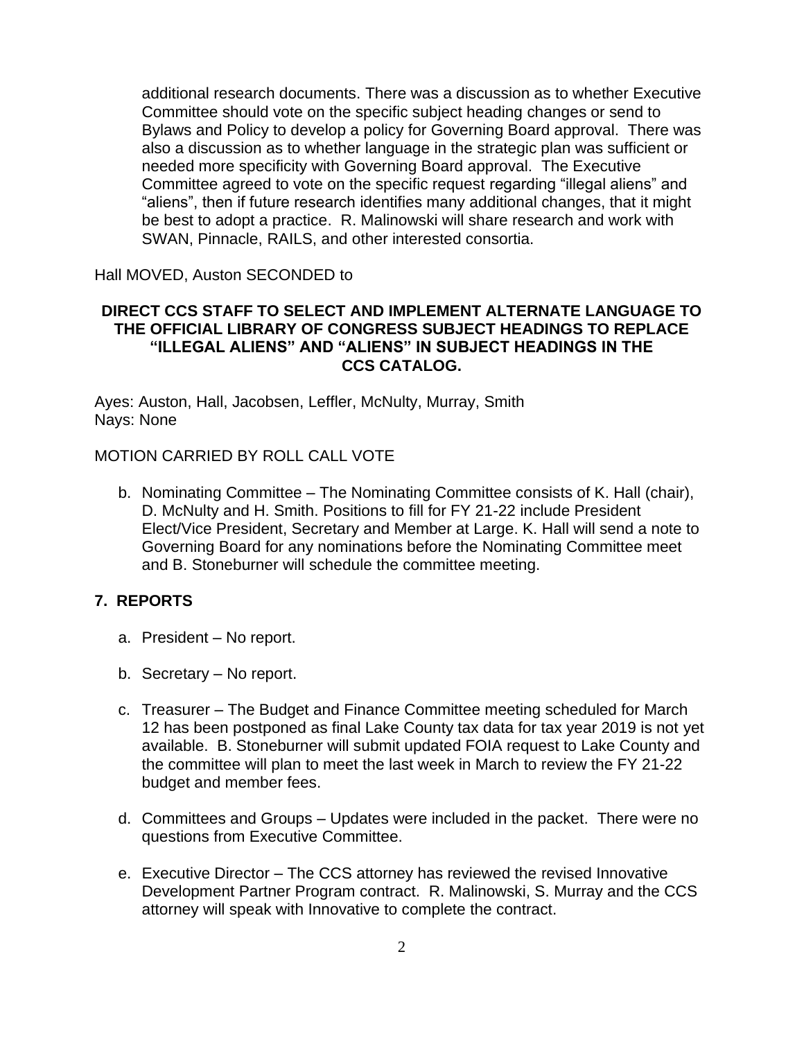additional research documents. There was a discussion as to whether Executive Committee should vote on the specific subject heading changes or send to Bylaws and Policy to develop a policy for Governing Board approval. There was also a discussion as to whether language in the strategic plan was sufficient or needed more specificity with Governing Board approval. The Executive Committee agreed to vote on the specific request regarding "illegal aliens" and "aliens", then if future research identifies many additional changes, that it might be best to adopt a practice. R. Malinowski will share research and work with SWAN, Pinnacle, RAILS, and other interested consortia.

Hall MOVED, Auston SECONDED to

**DIRECT CCS STAFF TO SELECT AND IMPLEMENT ALTERNATE LANGUAGE TO THE OFFICIAL LIBRARY OF CONGRESS SUBJECT HEADINGS TO REPLACE "ILLEGAL ALIENS" AND "ALIENS" IN SUBJECT HEADINGS IN THE CCS CATALOG.**

Ayes: Auston, Hall, Jacobsen, Leffler, McNulty, Murray, Smith
Nays: None

MOTION CARRIED BY ROLL CALL VOTE

b. Nominating Committee – The Nominating Committee consists of K. Hall (chair), D. McNulty and H. Smith. Positions to fill for FY 21-22 include President Elect/Vice President, Secretary and Member at Large. K. Hall will send a note to Governing Board for any nominations before the Nominating Committee meet and B. Stoneburner will schedule the committee meeting.

## 7. REPORTS

a. President – No report.

b. Secretary – No report.

c. Treasurer – The Budget and Finance Committee meeting scheduled for March 12 has been postponed as final Lake County tax data for tax year 2019 is not yet available. B. Stoneburner will submit updated FOIA request to Lake County and the committee will plan to meet the last week in March to review the FY 21-22 budget and member fees.

d. Committees and Groups – Updates were included in the packet. There were no questions from Executive Committee.

e. Executive Director – The CCS attorney has reviewed the revised Innovative Development Partner Program contract. R. Malinowski, S. Murray and the CCS attorney will speak with Innovative to complete the contract.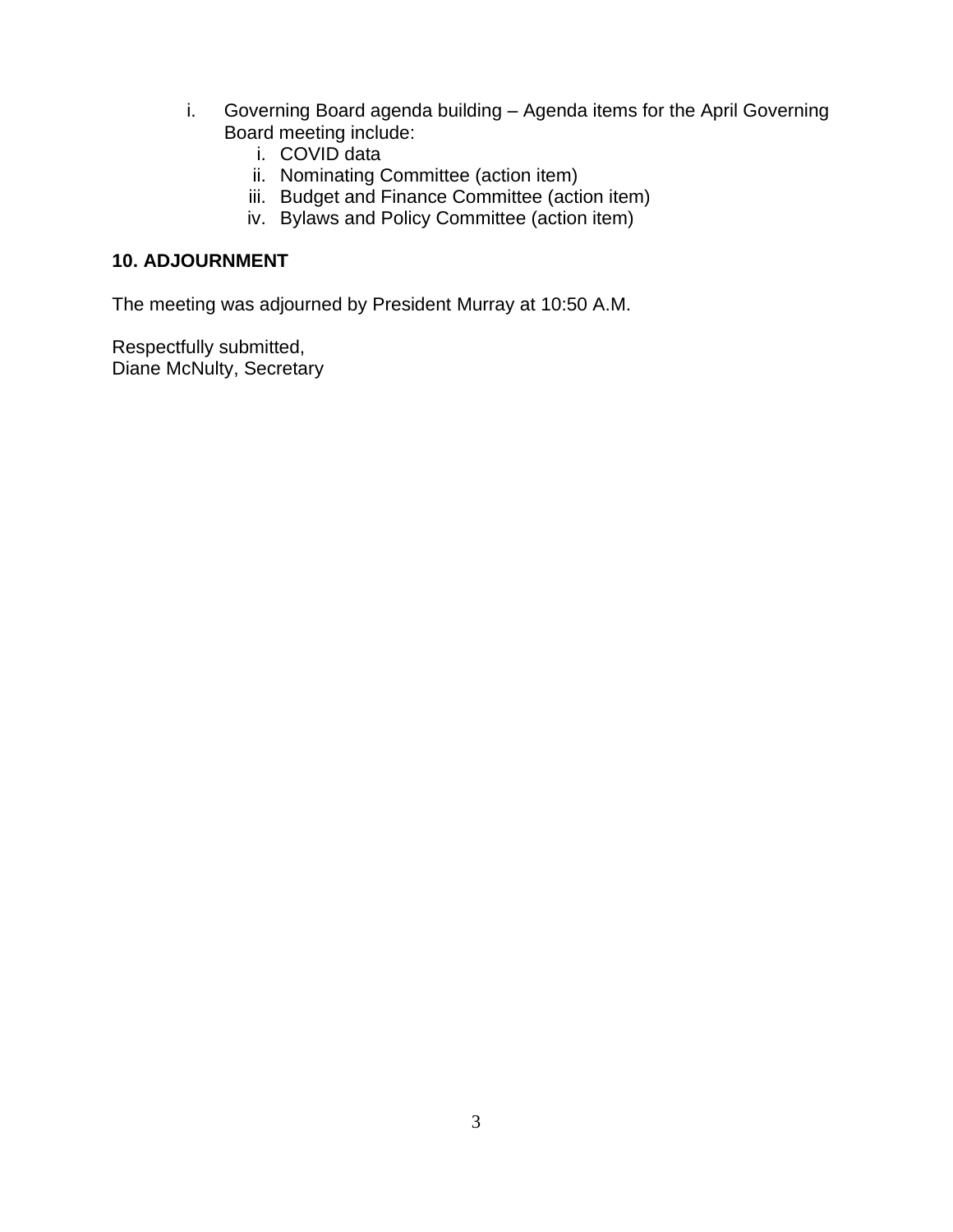i. Governing Board agenda building – Agenda items for the April Governing Board meeting include:
    i. COVID data
    ii. Nominating Committee (action item)
    iii. Budget and Finance Committee (action item)
    iv. Bylaws and Policy Committee (action item)

**10. ADJOURNMENT**

The meeting was adjourned by President Murray at 10:50 A.M.

Respectfully submitted,
Diane McNulty, Secretary